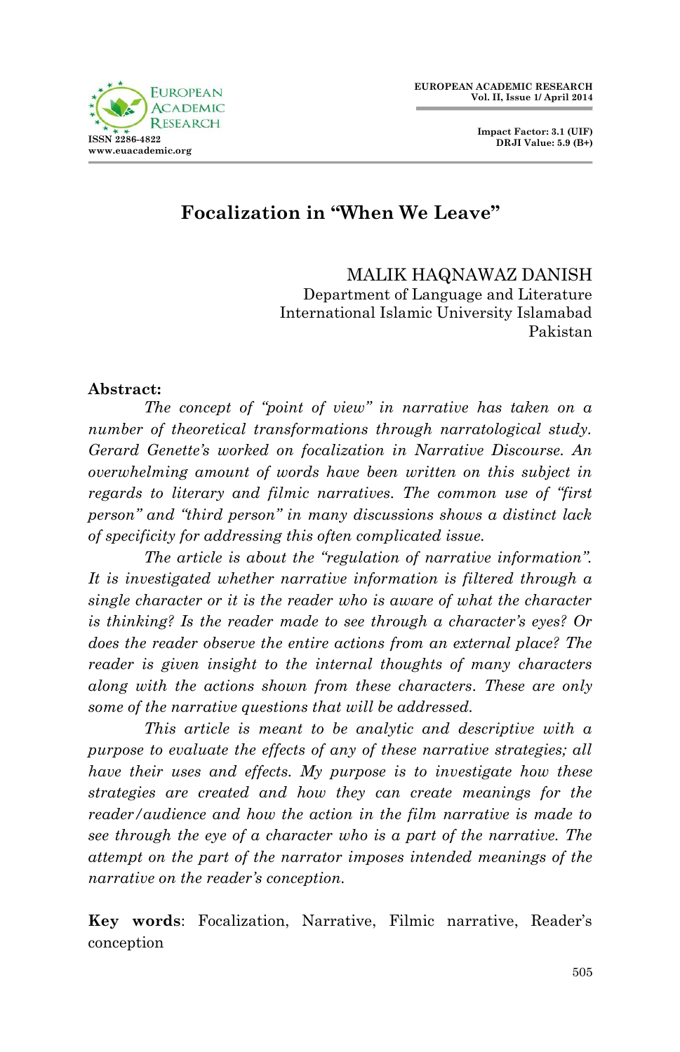# Focalization in "When We Leave"

MALIK HAQNAWAZ DANISH
Department of Language and Literature
International Islamic University Islamabad
Pakistan

**Abstract:**

*The concept of "point of view" in narrative has taken on a number of theoretical transformations through narratological study. Gerard Genette's worked on focalization in Narrative Discourse. An overwhelming amount of words have been written on this subject in regards to literary and filmic narratives. The common use of "first person" and "third person" in many discussions shows a distinct lack of specificity for addressing this often complicated issue.*

*The article is about the "regulation of narrative information". It is investigated whether narrative information is filtered through a single character or it is the reader who is aware of what the character is thinking? Is the reader made to see through a character's eyes? Or does the reader observe the entire actions from an external place? The reader is given insight to the internal thoughts of many characters along with the actions shown from these characters. These are only some of the narrative questions that will be addressed.*

*This article is meant to be analytic and descriptive with a purpose to evaluate the effects of any of these narrative strategies; all have their uses and effects. My purpose is to investigate how these strategies are created and how they can create meanings for the reader/audience and how the action in the film narrative is made to see through the eye of a character who is a part of the narrative. The attempt on the part of the narrator imposes intended meanings of the narrative on the reader's conception.*

**Key words**: Focalization, Narrative, Filmic narrative, Reader's conception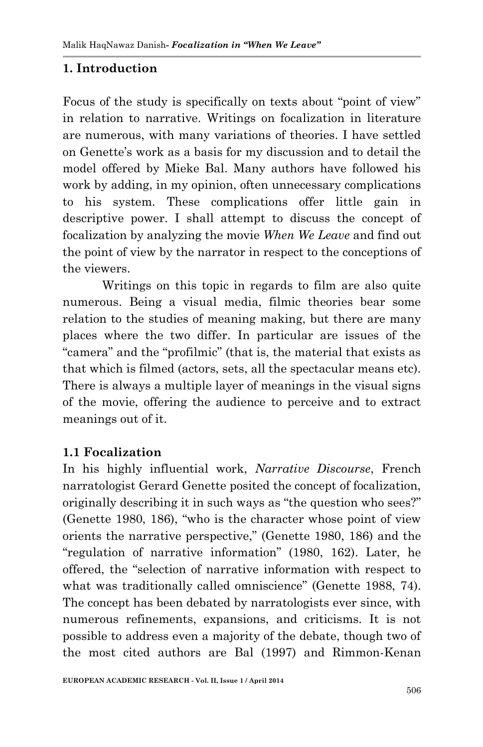## 1. Introduction

Focus of the study is specifically on texts about "point of view" in relation to narrative. Writings on focalization in literature are numerous, with many variations of theories. I have settled on Genette's work as a basis for my discussion and to detail the model offered by Mieke Bal. Many authors have followed his work by adding, in my opinion, often unnecessary complications to his system. These complications offer little gain in descriptive power. I shall attempt to discuss the concept of focalization by analyzing the movie *When We Leave* and find out the point of view by the narrator in respect to the conceptions of the viewers.

Writings on this topic in regards to film are also quite numerous. Being a visual media, filmic theories bear some relation to the studies of meaning making, but there are many places where the two differ. In particular are issues of the "camera" and the "profilmic" (that is, the material that exists as that which is filmed (actors, sets, all the spectacular means etc). There is always a multiple layer of meanings in the visual signs of the movie, offering the audience to perceive and to extract meanings out of it.

### 1.1 Focalization

In his highly influential work, *Narrative Discourse*, French narratologist Gerard Genette posited the concept of focalization, originally describing it in such ways as "the question who sees?" (Genette 1980, 186), "who is the character whose point of view orients the narrative perspective," (Genette 1980, 186) and the "regulation of narrative information" (1980, 162). Later, he offered, the "selection of narrative information with respect to what was traditionally called omniscience" (Genette 1988, 74). The concept has been debated by narratologists ever since, with numerous refinements, expansions, and criticisms. It is not possible to address even a majority of the debate, though two of the most cited authors are Bal (1997) and Rimmon-Kenan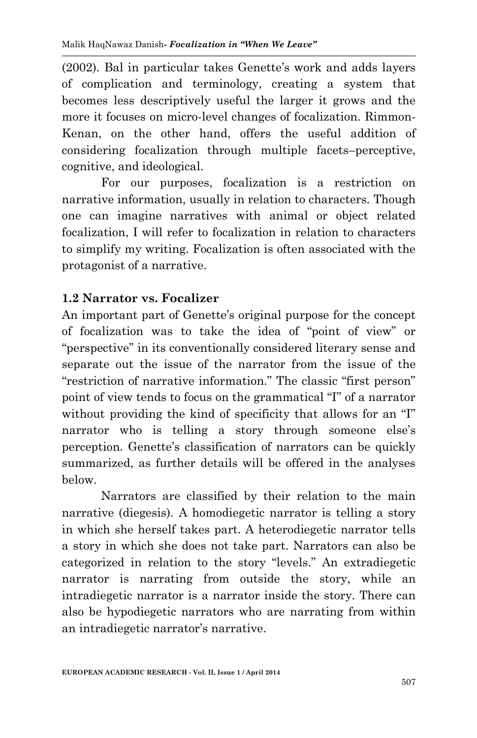(2002). Bal in particular takes Genette's work and adds layers of complication and terminology, creating a system that becomes less descriptively useful the larger it grows and the more it focuses on micro-level changes of focalization. Rimmon-Kenan, on the other hand, offers the useful addition of considering focalization through multiple facets–perceptive, cognitive, and ideological.

For our purposes, focalization is a restriction on narrative information, usually in relation to characters. Though one can imagine narratives with animal or object related focalization, I will refer to focalization in relation to characters to simplify my writing. Focalization is often associated with the protagonist of a narrative.

### 1.2 Narrator vs. Focalizer

An important part of Genette's original purpose for the concept of focalization was to take the idea of "point of view" or "perspective" in its conventionally considered literary sense and separate out the issue of the narrator from the issue of the "restriction of narrative information." The classic "first person" point of view tends to focus on the grammatical "I" of a narrator without providing the kind of specificity that allows for an "I" narrator who is telling a story through someone else's perception. Genette's classification of narrators can be quickly summarized, as further details will be offered in the analyses below.

Narrators are classified by their relation to the main narrative (diegesis). A homodiegetic narrator is telling a story in which she herself takes part. A heterodiegetic narrator tells a story in which she does not take part. Narrators can also be categorized in relation to the story "levels." An extradiegetic narrator is narrating from outside the story, while an intradiegetic narrator is a narrator inside the story. There can also be hypodiegetic narrators who are narrating from within an intradiegetic narrator's narrative.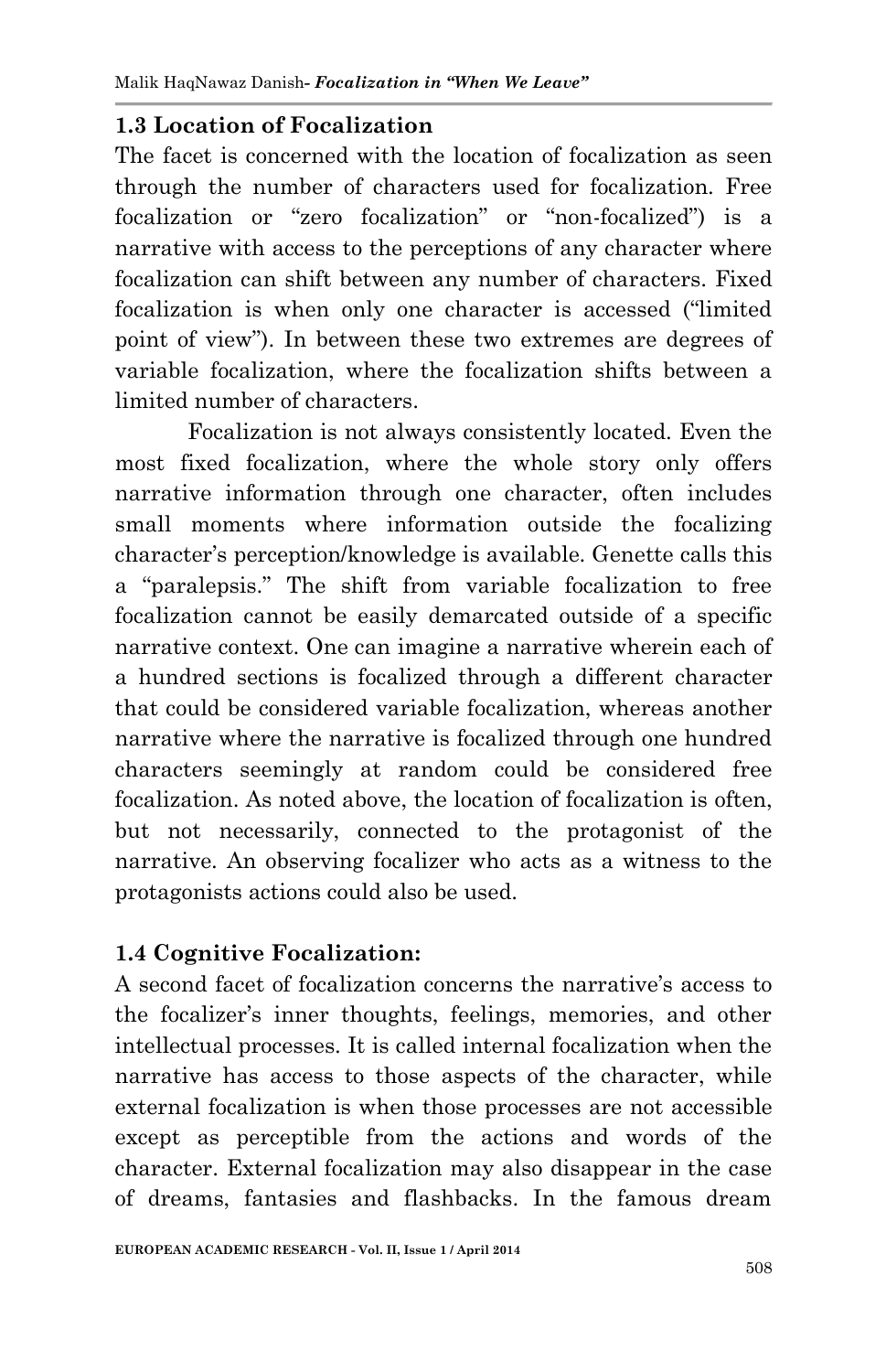### 1.3 Location of Focalization

The facet is concerned with the location of focalization as seen through the number of characters used for focalization. Free focalization or "zero focalization" or "non-focalized") is a narrative with access to the perceptions of any character where focalization can shift between any number of characters. Fixed focalization is when only one character is accessed ("limited point of view"). In between these two extremes are degrees of variable focalization, where the focalization shifts between a limited number of characters.

Focalization is not always consistently located. Even the most fixed focalization, where the whole story only offers narrative information through one character, often includes small moments where information outside the focalizing character's perception/knowledge is available. Genette calls this a "paralepsis." The shift from variable focalization to free focalization cannot be easily demarcated outside of a specific narrative context. One can imagine a narrative wherein each of a hundred sections is focalized through a different character that could be considered variable focalization, whereas another narrative where the narrative is focalized through one hundred characters seemingly at random could be considered free focalization. As noted above, the location of focalization is often, but not necessarily, connected to the protagonist of the narrative. An observing focalizer who acts as a witness to the protagonists actions could also be used.

### 1.4 Cognitive Focalization:

A second facet of focalization concerns the narrative's access to the focalizer's inner thoughts, feelings, memories, and other intellectual processes. It is called internal focalization when the narrative has access to those aspects of the character, while external focalization is when those processes are not accessible except as perceptible from the actions and words of the character. External focalization may also disappear in the case of dreams, fantasies and flashbacks. In the famous dream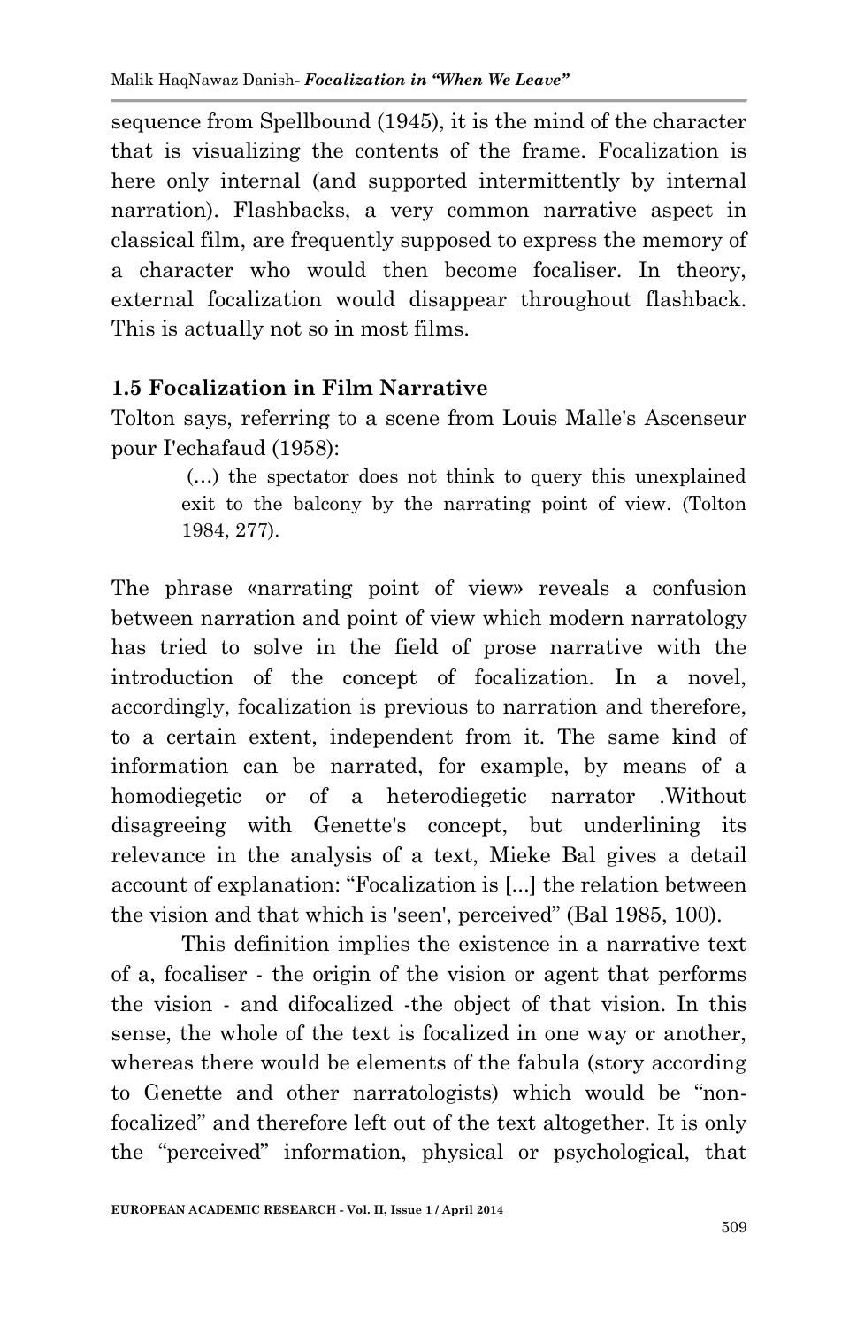sequence from Spellbound (1945), it is the mind of the character that is visualizing the contents of the frame. Focalization is here only internal (and supported intermittently by internal narration). Flashbacks, a very common narrative aspect in classical film, are frequently supposed to express the memory of a character who would then become focaliser. In theory, external focalization would disappear throughout flashback. This is actually not so in most films.

### 1.5 Focalization in Film Narrative

Tolton says, referring to a scene from Louis Malle's Ascenseur pour I'echafaud (1958):

> (…) the spectator does not think to query this unexplained exit to the balcony by the narrating point of view. (Tolton 1984, 277).

The phrase «narrating point of view» reveals a confusion between narration and point of view which modern narratology has tried to solve in the field of prose narrative with the introduction of the concept of focalization. In a novel, accordingly, focalization is previous to narration and therefore, to a certain extent, independent from it. The same kind of information can be narrated, for example, by means of a homodiegetic or of a heterodiegetic narrator .Without disagreeing with Genette's concept, but underlining its relevance in the analysis of a text, Mieke Bal gives a detail account of explanation: "Focalization is [...] the relation between the vision and that which is 'seen', perceived" (Bal 1985, 100).

This definition implies the existence in a narrative text of a, focaliser - the origin of the vision or agent that performs the vision - and difocalized -the object of that vision. In this sense, the whole of the text is focalized in one way or another, whereas there would be elements of the fabula (story according to Genette and other narratologists) which would be "non-focalized" and therefore left out of the text altogether. It is only the "perceived" information, physical or psychological, that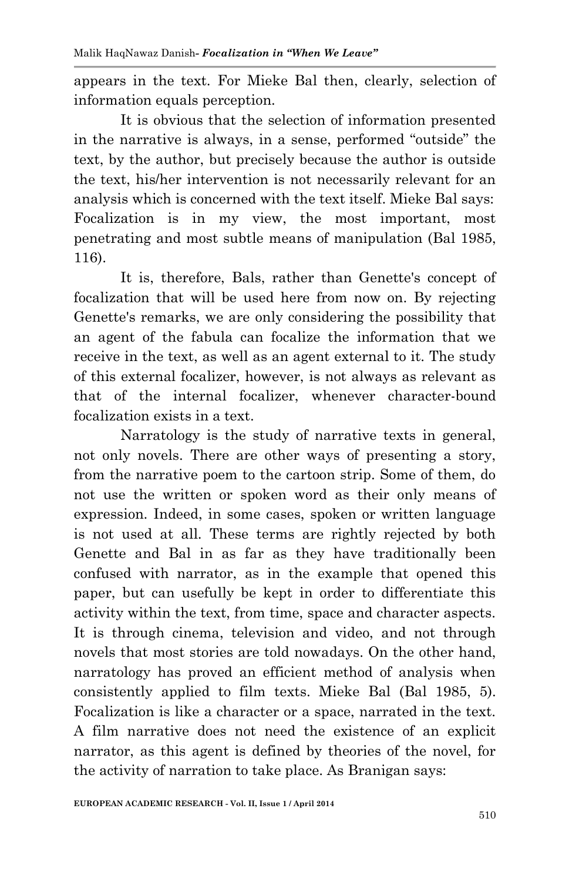appears in the text. For Mieke Bal then, clearly, selection of information equals perception.

It is obvious that the selection of information presented in the narrative is always, in a sense, performed "outside" the text, by the author, but precisely because the author is outside the text, his/her intervention is not necessarily relevant for an analysis which is concerned with the text itself. Mieke Bal says: Focalization is in my view, the most important, most penetrating and most subtle means of manipulation (Bal 1985, 116).

It is, therefore, Bals, rather than Genette's concept of focalization that will be used here from now on. By rejecting Genette's remarks, we are only considering the possibility that an agent of the fabula can focalize the information that we receive in the text, as well as an agent external to it. The study of this external focalizer, however, is not always as relevant as that of the internal focalizer, whenever character-bound focalization exists in a text.

Narratology is the study of narrative texts in general, not only novels. There are other ways of presenting a story, from the narrative poem to the cartoon strip. Some of them, do not use the written or spoken word as their only means of expression. Indeed, in some cases, spoken or written language is not used at all. These terms are rightly rejected by both Genette and Bal in as far as they have traditionally been confused with narrator, as in the example that opened this paper, but can usefully be kept in order to differentiate this activity within the text, from time, space and character aspects. It is through cinema, television and video, and not through novels that most stories are told nowadays. On the other hand, narratology has proved an efficient method of analysis when consistently applied to film texts. Mieke Bal (Bal 1985, 5). Focalization is like a character or a space, narrated in the text. A film narrative does not need the existence of an explicit narrator, as this agent is defined by theories of the novel, for the activity of narration to take place. As Branigan says: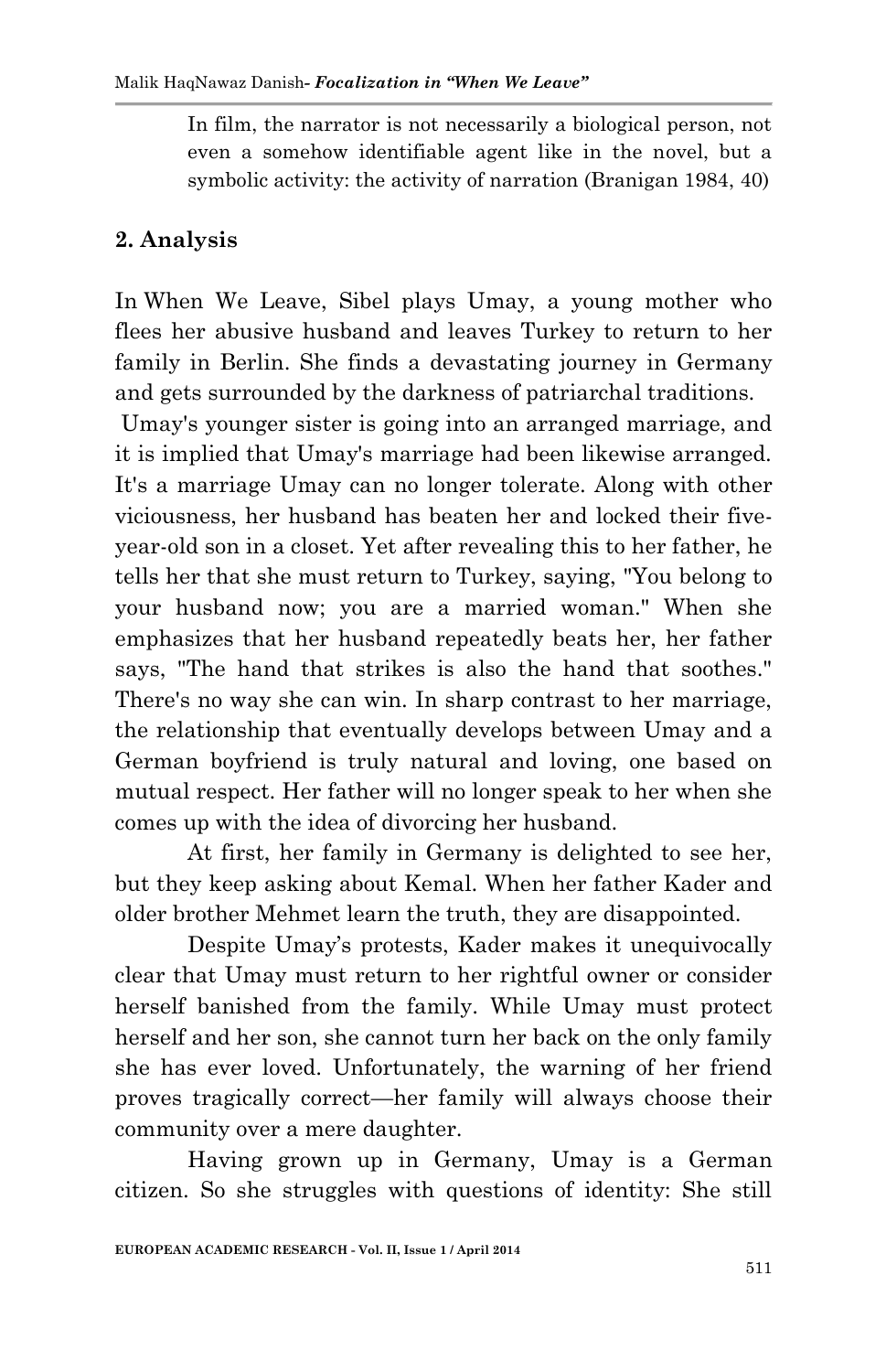> In film, the narrator is not necessarily a biological person, not even a somehow identifiable agent like in the novel, but a symbolic activity: the activity of narration (Branigan 1984, 40)

## 2. Analysis

In When We Leave, Sibel plays Umay, a young mother who flees her abusive husband and leaves Turkey to return to her family in Berlin. She finds a devastating journey in Germany and gets surrounded by the darkness of patriarchal traditions.

Umay's younger sister is going into an arranged marriage, and it is implied that Umay's marriage had been likewise arranged. It's a marriage Umay can no longer tolerate. Along with other viciousness, her husband has beaten her and locked their five-year-old son in a closet. Yet after revealing this to her father, he tells her that she must return to Turkey, saying, "You belong to your husband now; you are a married woman." When she emphasizes that her husband repeatedly beats her, her father says, "The hand that strikes is also the hand that soothes." There's no way she can win. In sharp contrast to her marriage, the relationship that eventually develops between Umay and a German boyfriend is truly natural and loving, one based on mutual respect. Her father will no longer speak to her when she comes up with the idea of divorcing her husband.

At first, her family in Germany is delighted to see her, but they keep asking about Kemal. When her father Kader and older brother Mehmet learn the truth, they are disappointed.

Despite Umay's protests, Kader makes it unequivocally clear that Umay must return to her rightful owner or consider herself banished from the family. While Umay must protect herself and her son, she cannot turn her back on the only family she has ever loved. Unfortunately, the warning of her friend proves tragically correct—her family will always choose their community over a mere daughter.

Having grown up in Germany, Umay is a German citizen. So she struggles with questions of identity: She still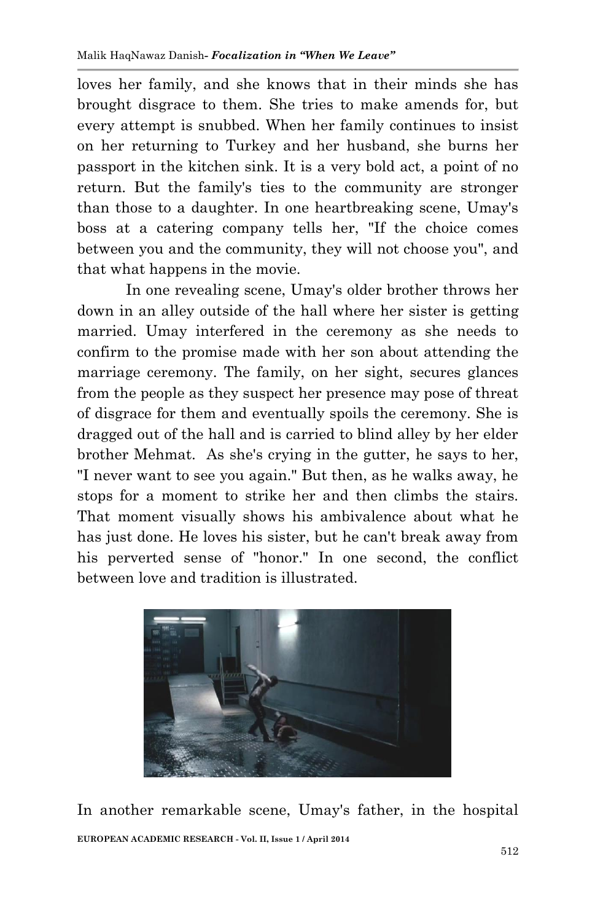loves her family, and she knows that in their minds she has brought disgrace to them. She tries to make amends for, but every attempt is snubbed. When her family continues to insist on her returning to Turkey and her husband, she burns her passport in the kitchen sink. It is a very bold act, a point of no return. But the family's ties to the community are stronger than those to a daughter. In one heartbreaking scene, Umay's boss at a catering company tells her, "If the choice comes between you and the community, they will not choose you", and that what happens in the movie.

In one revealing scene, Umay's older brother throws her down in an alley outside of the hall where her sister is getting married. Umay interfered in the ceremony as she needs to confirm to the promise made with her son about attending the marriage ceremony. The family, on her sight, secures glances from the people as they suspect her presence may pose of threat of disgrace for them and eventually spoils the ceremony. She is dragged out of the hall and is carried to blind alley by her elder brother Mehmat. As she's crying in the gutter, he says to her, "I never want to see you again." But then, as he walks away, he stops for a moment to strike her and then climbs the stairs. That moment visually shows his ambivalence about what he has just done. He loves his sister, but he can't break away from his perverted sense of "honor." In one second, the conflict between love and tradition is illustrated.

In another remarkable scene, Umay's father, in the hospital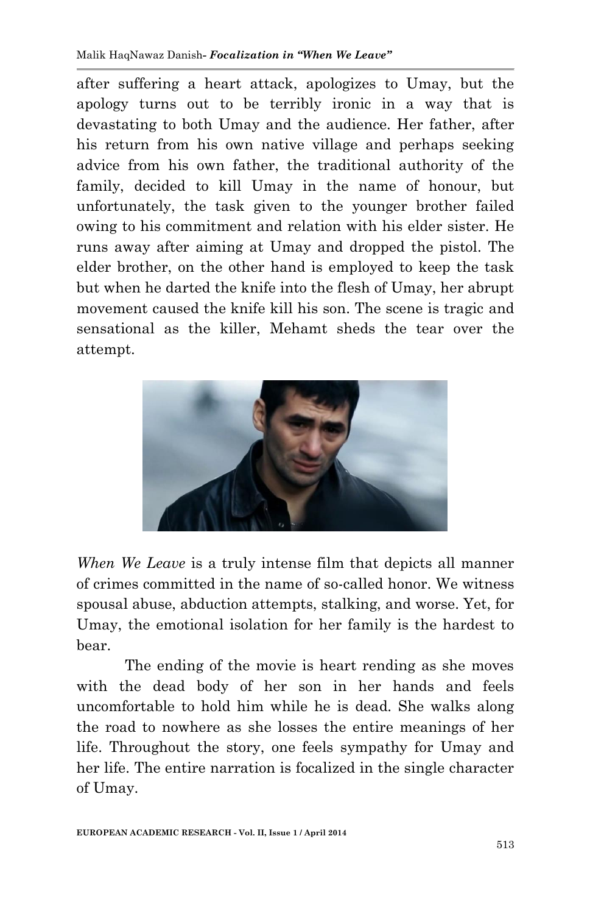after suffering a heart attack, apologizes to Umay, but the apology turns out to be terribly ironic in a way that is devastating to both Umay and the audience. Her father, after his return from his own native village and perhaps seeking advice from his own father, the traditional authority of the family, decided to kill Umay in the name of honour, but unfortunately, the task given to the younger brother failed owing to his commitment and relation with his elder sister. He runs away after aiming at Umay and dropped the pistol. The elder brother, on the other hand is employed to keep the task but when he darted the knife into the flesh of Umay, her abrupt movement caused the knife kill his son. The scene is tragic and sensational as the killer, Mehamt sheds the tear over the attempt.

*When We Leave* is a truly intense film that depicts all manner of crimes committed in the name of so-called honor. We witness spousal abuse, abduction attempts, stalking, and worse. Yet, for Umay, the emotional isolation for her family is the hardest to bear.

The ending of the movie is heart rending as she moves with the dead body of her son in her hands and feels uncomfortable to hold him while he is dead. She walks along the road to nowhere as she losses the entire meanings of her life. Throughout the story, one feels sympathy for Umay and her life. The entire narration is focalized in the single character of Umay.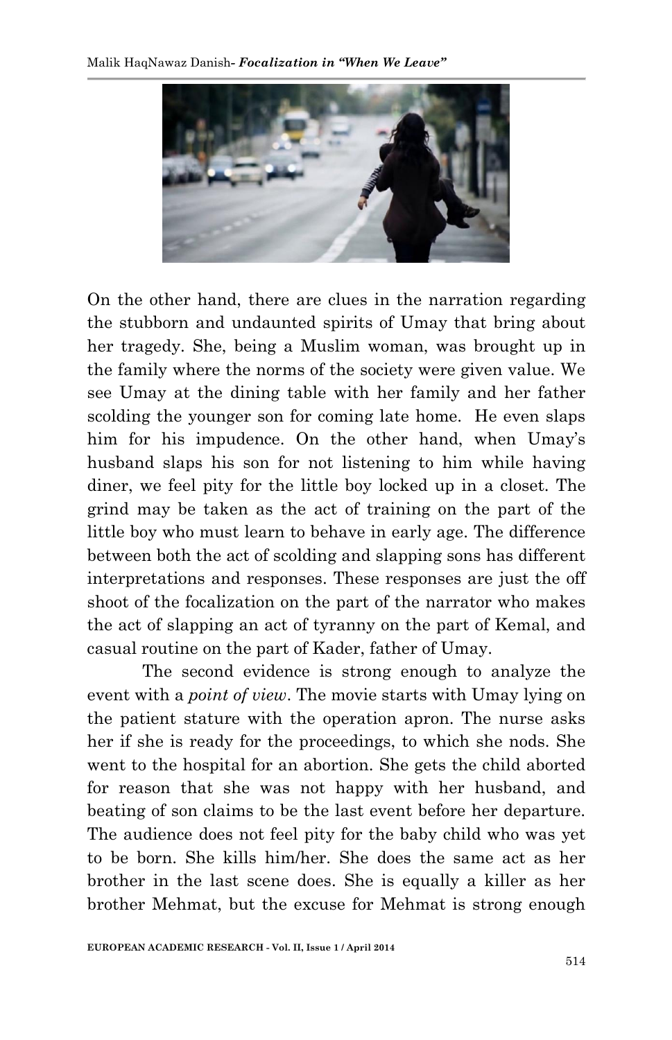On the other hand, there are clues in the narration regarding the stubborn and undaunted spirits of Umay that bring about her tragedy. She, being a Muslim woman, was brought up in the family where the norms of the society were given value. We see Umay at the dining table with her family and her father scolding the younger son for coming late home. He even slaps him for his impudence. On the other hand, when Umay's husband slaps his son for not listening to him while having diner, we feel pity for the little boy locked up in a closet. The grind may be taken as the act of training on the part of the little boy who must learn to behave in early age. The difference between both the act of scolding and slapping sons has different interpretations and responses. These responses are just the off shoot of the focalization on the part of the narrator who makes the act of slapping an act of tyranny on the part of Kemal, and casual routine on the part of Kader, father of Umay.

The second evidence is strong enough to analyze the event with a *point of view*. The movie starts with Umay lying on the patient stature with the operation apron. The nurse asks her if she is ready for the proceedings, to which she nods. She went to the hospital for an abortion. She gets the child aborted for reason that she was not happy with her husband, and beating of son claims to be the last event before her departure. The audience does not feel pity for the baby child who was yet to be born. She kills him/her. She does the same act as her brother in the last scene does. She is equally a killer as her brother Mehmat, but the excuse for Mehmat is strong enough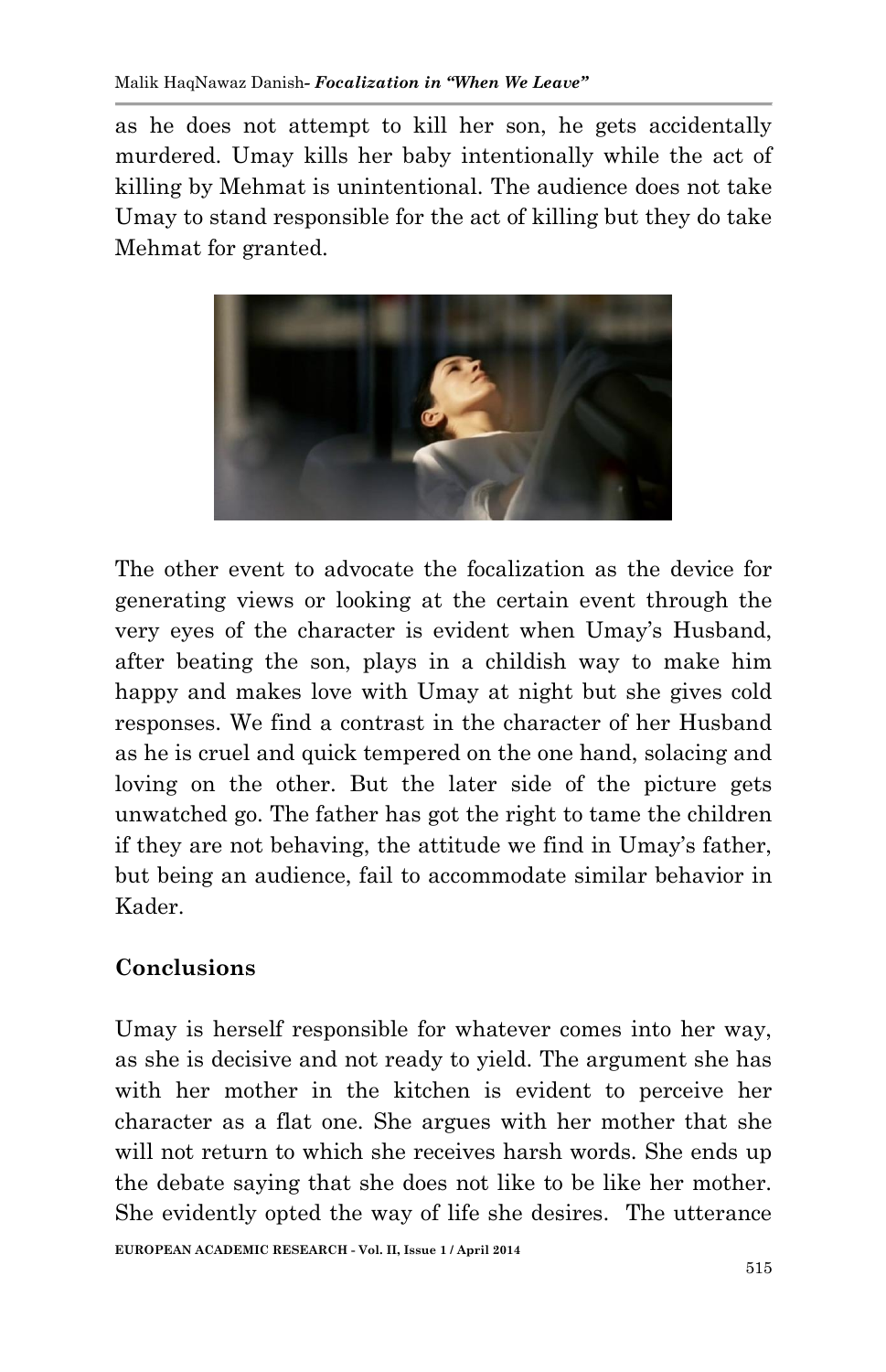as he does not attempt to kill her son, he gets accidentally murdered. Umay kills her baby intentionally while the act of killing by Mehmat is unintentional. The audience does not take Umay to stand responsible for the act of killing but they do take Mehmat for granted.

The other event to advocate the focalization as the device for generating views or looking at the certain event through the very eyes of the character is evident when Umay's Husband, after beating the son, plays in a childish way to make him happy and makes love with Umay at night but she gives cold responses. We find a contrast in the character of her Husband as he is cruel and quick tempered on the one hand, solacing and loving on the other. But the later side of the picture gets unwatched go. The father has got the right to tame the children if they are not behaving, the attitude we find in Umay's father, but being an audience, fail to accommodate similar behavior in Kader.

## Conclusions

Umay is herself responsible for whatever comes into her way, as she is decisive and not ready to yield. The argument she has with her mother in the kitchen is evident to perceive her character as a flat one. She argues with her mother that she will not return to which she receives harsh words. She ends up the debate saying that she does not like to be like her mother. She evidently opted the way of life she desires. The utterance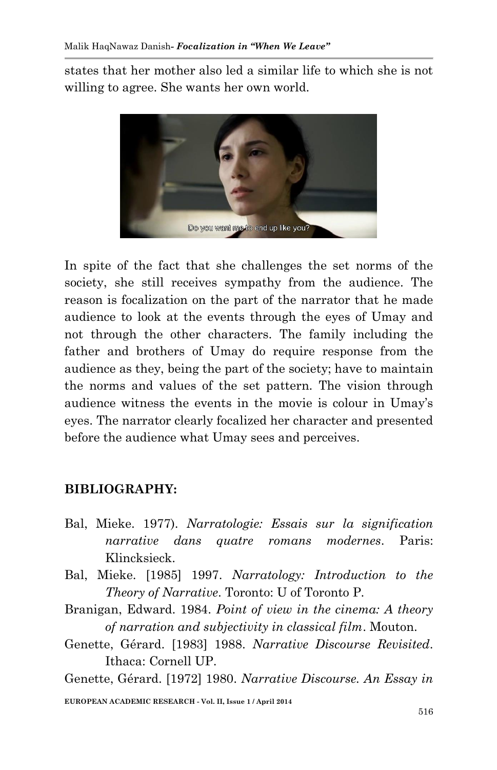states that her mother also led a similar life to which she is not willing to agree. She wants her own world.

In spite of the fact that she challenges the set norms of the society, she still receives sympathy from the audience. The reason is focalization on the part of the narrator that he made audience to look at the events through the eyes of Umay and not through the other characters. The family including the father and brothers of Umay do require response from the audience as they, being the part of the society; have to maintain the norms and values of the set pattern. The vision through audience witness the events in the movie is colour in Umay's eyes. The narrator clearly focalized her character and presented before the audience what Umay sees and perceives.

## BIBLIOGRAPHY:

Bal, Mieke. 1977). *Narratologie: Essais sur la signification narrative dans quatre romans modernes*. Paris: Klincksieck.

Bal, Mieke. [1985] 1997. *Narratology: Introduction to the Theory of Narrative*. Toronto: U of Toronto P.

Branigan, Edward. 1984. *Point of view in the cinema: A theory of narration and subjectivity in classical film*. Mouton.

Genette, Gérard. [1983] 1988. *Narrative Discourse Revisited*. Ithaca: Cornell UP.

Genette, Gérard. [1972] 1980. *Narrative Discourse. An Essay in*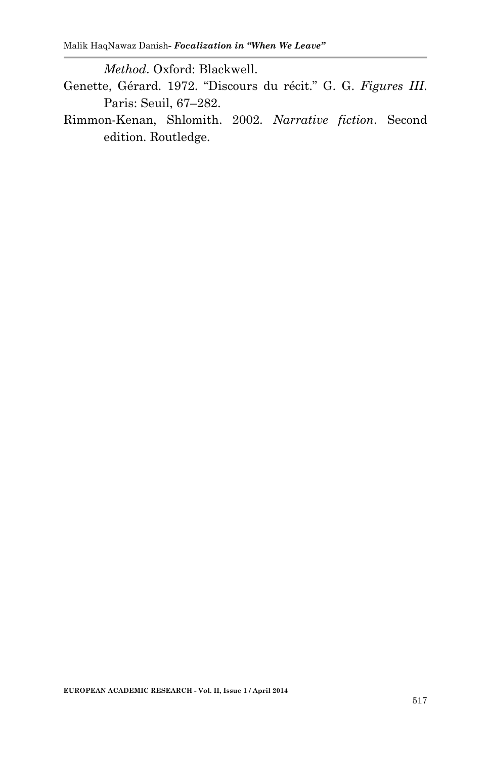*Method*. Oxford: Blackwell.

Genette, Gérard. 1972. "Discours du récit." G. G. *Figures III*. Paris: Seuil, 67–282.

Rimmon-Kenan, Shlomith. 2002. *Narrative fiction*. Second edition. Routledge.